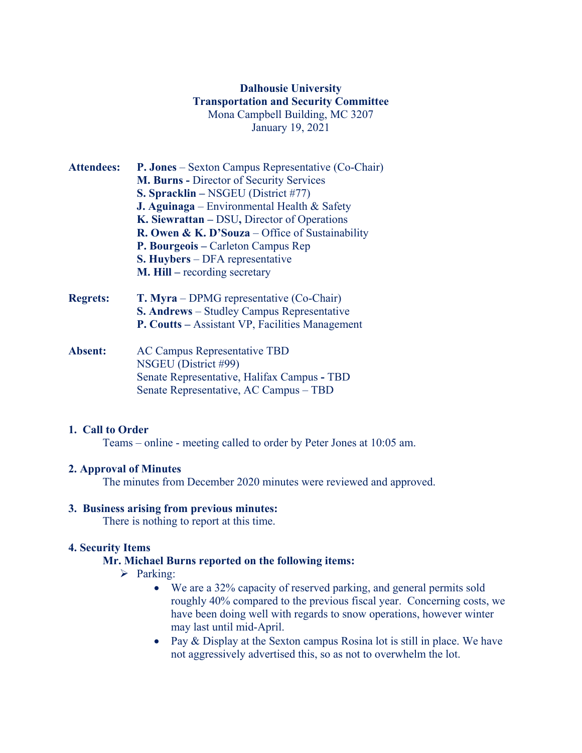**Dalhousie University**
**Transportation and Security Committee**
Mona Campbell Building, MC 3207
January 19, 2021

**Attendees:** **P. Jones** – Sexton Campus Representative (Co-Chair)
**M. Burns -** Director of Security Services
**S. Spracklin –** NSGEU (District #77)
**J. Aguinaga** – Environmental Health & Safety
**K. Siewrattan –** DSU**,** Director of Operations
**R. Owen & K. D'Souza** – Office of Sustainability
**P. Bourgeois –** Carleton Campus Rep
**S. Huybers** – DFA representative
**M. Hill –** recording secretary

**Regrets:** **T. Myra** – DPMG representative (Co-Chair)
**S. Andrews** – Studley Campus Representative
**P. Coutts –** Assistant VP, Facilities Management

**Absent:** AC Campus Representative TBD
NSGEU (District #99)
Senate Representative, Halifax Campus **-** TBD
Senate Representative, AC Campus – TBD

## 1. Call to Order

Teams – online - meeting called to order by Peter Jones at 10:05 am.

## 2. Approval of Minutes

The minutes from December 2020 minutes were reviewed and approved.

## 3. Business arising from previous minutes:

There is nothing to report at this time.

## 4. Security Items

**Mr. Michael Burns reported on the following items:**

- Parking:
  - We are a 32% capacity of reserved parking, and general permits sold roughly 40% compared to the previous fiscal year. Concerning costs, we have been doing well with regards to snow operations, however winter may last until mid-April.
  - Pay & Display at the Sexton campus Rosina lot is still in place. We have not aggressively advertised this, so as not to overwhelm the lot.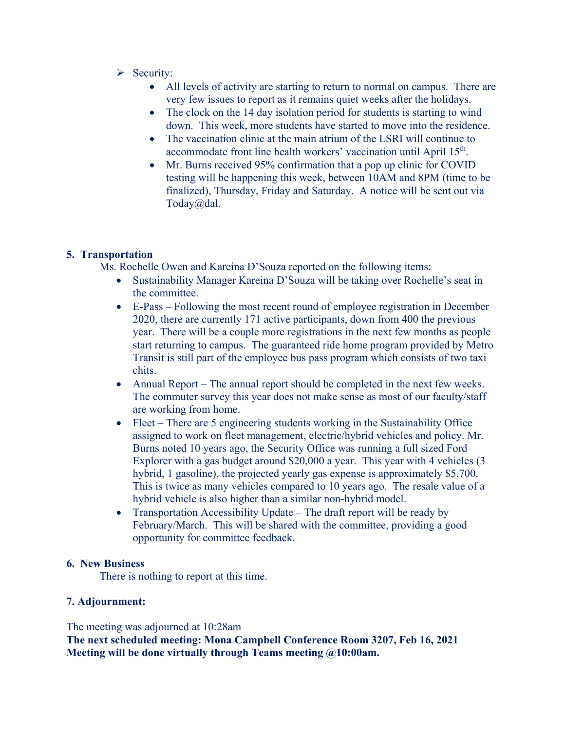- Security:
    - All levels of activity are starting to return to normal on campus. There are very few issues to report as it remains quiet weeks after the holidays.
    - The clock on the 14 day isolation period for students is starting to wind down. This week, more students have started to move into the residence.
    - The vaccination clinic at the main atrium of the LSRI will continue to accommodate front line health workers' vaccination until April 15th.
    - Mr. Burns received 95% confirmation that a pop up clinic for COVID testing will be happening this week, between 10AM and 8PM (time to be finalized), Thursday, Friday and Saturday. A notice will be sent out via Today@dal.

## 5. Transportation

Ms. Rochelle Owen and Kareina D'Souza reported on the following items:

- Sustainability Manager Kareina D'Souza will be taking over Rochelle's seat in the committee.
- E-Pass – Following the most recent round of employee registration in December 2020, there are currently 171 active participants, down from 400 the previous year. There will be a couple more registrations in the next few months as people start returning to campus. The guaranteed ride home program provided by Metro Transit is still part of the employee bus pass program which consists of two taxi chits.
- Annual Report – The annual report should be completed in the next few weeks. The commuter survey this year does not make sense as most of our faculty/staff are working from home.
- Fleet – There are 5 engineering students working in the Sustainability Office assigned to work on fleet management, electric/hybrid vehicles and policy. Mr. Burns noted 10 years ago, the Security Office was running a full sized Ford Explorer with a gas budget around $20,000 a year. This year with 4 vehicles (3 hybrid, 1 gasoline), the projected yearly gas expense is approximately $5,700. This is twice as many vehicles compared to 10 years ago. The resale value of a hybrid vehicle is also higher than a similar non-hybrid model.
- Transportation Accessibility Update – The draft report will be ready by February/March. This will be shared with the committee, providing a good opportunity for committee feedback.

## 6. New Business

There is nothing to report at this time.

## 7. Adjournment:

The meeting was adjourned at 10:28am

**The next scheduled meeting: Mona Campbell Conference Room 3207, Feb 16, 2021**
**Meeting will be done virtually through Teams meeting @10:00am.**